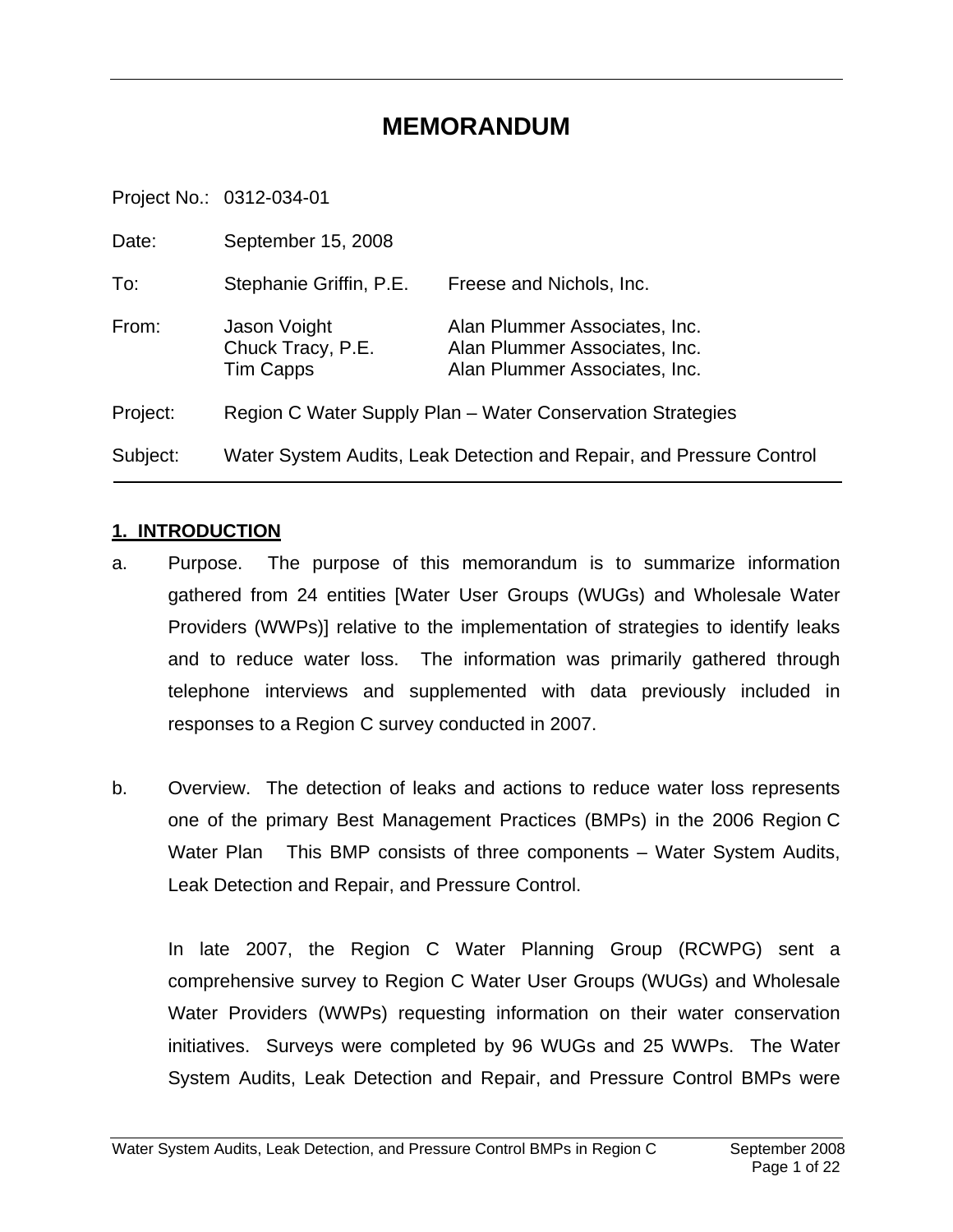# MEMORANDUM

| | | |
|---|---|---|
| Project No.: | 0312-034-01 | |
| Date: | September 15, 2008 | |
| To: | Stephanie Griffin, P.E. | Freese and Nichols, Inc. |
| From: | Jason Voight<br>Chuck Tracy, P.E.<br>Tim Capps | Alan Plummer Associates, Inc.<br>Alan Plummer Associates, Inc.<br>Alan Plummer Associates, Inc. |
| Project: | Region C Water Supply Plan – Water Conservation Strategies | |
| Subject: | Water System Audits, Leak Detection and Repair, and Pressure Control | |

## 1. INTRODUCTION

a. Purpose. The purpose of this memorandum is to summarize information gathered from 24 entities [Water User Groups (WUGs) and Wholesale Water Providers (WWPs)] relative to the implementation of strategies to identify leaks and to reduce water loss. The information was primarily gathered through telephone interviews and supplemented with data previously included in responses to a Region C survey conducted in 2007.

b. Overview. The detection of leaks and actions to reduce water loss represents one of the primary Best Management Practices (BMPs) in the 2006 Region C Water Plan This BMP consists of three components – Water System Audits, Leak Detection and Repair, and Pressure Control.

   In late 2007, the Region C Water Planning Group (RCWPG) sent a comprehensive survey to Region C Water User Groups (WUGs) and Wholesale Water Providers (WWPs) requesting information on their water conservation initiatives. Surveys were completed by 96 WUGs and 25 WWPs. The Water System Audits, Leak Detection and Repair, and Pressure Control BMPs were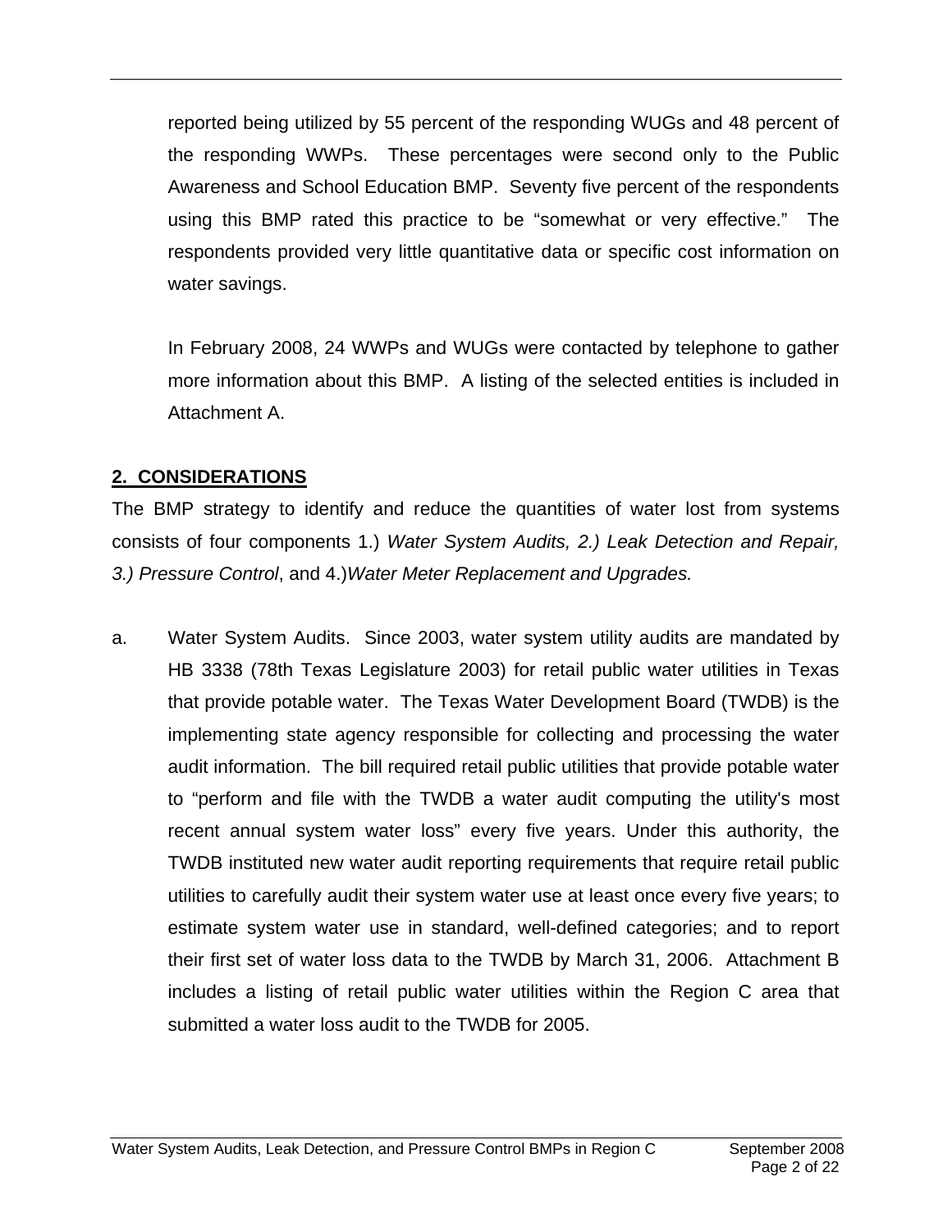reported being utilized by 55 percent of the responding WUGs and 48 percent of the responding WWPs. These percentages were second only to the Public Awareness and School Education BMP. Seventy five percent of the respondents using this BMP rated this practice to be "somewhat or very effective." The respondents provided very little quantitative data or specific cost information on water savings.

In February 2008, 24 WWPs and WUGs were contacted by telephone to gather more information about this BMP. A listing of the selected entities is included in Attachment A.

## 2. CONSIDERATIONS

The BMP strategy to identify and reduce the quantities of water lost from systems consists of four components 1.) *Water System Audits, 2.) Leak Detection and Repair, 3.) Pressure Control*, and 4.)*Water Meter Replacement and Upgrades.*

a. Water System Audits. Since 2003, water system utility audits are mandated by HB 3338 (78th Texas Legislature 2003) for retail public water utilities in Texas that provide potable water. The Texas Water Development Board (TWDB) is the implementing state agency responsible for collecting and processing the water audit information. The bill required retail public utilities that provide potable water to "perform and file with the TWDB a water audit computing the utility's most recent annual system water loss" every five years. Under this authority, the TWDB instituted new water audit reporting requirements that require retail public utilities to carefully audit their system water use at least once every five years; to estimate system water use in standard, well-defined categories; and to report their first set of water loss data to the TWDB by March 31, 2006. Attachment B includes a listing of retail public water utilities within the Region C area that submitted a water loss audit to the TWDB for 2005.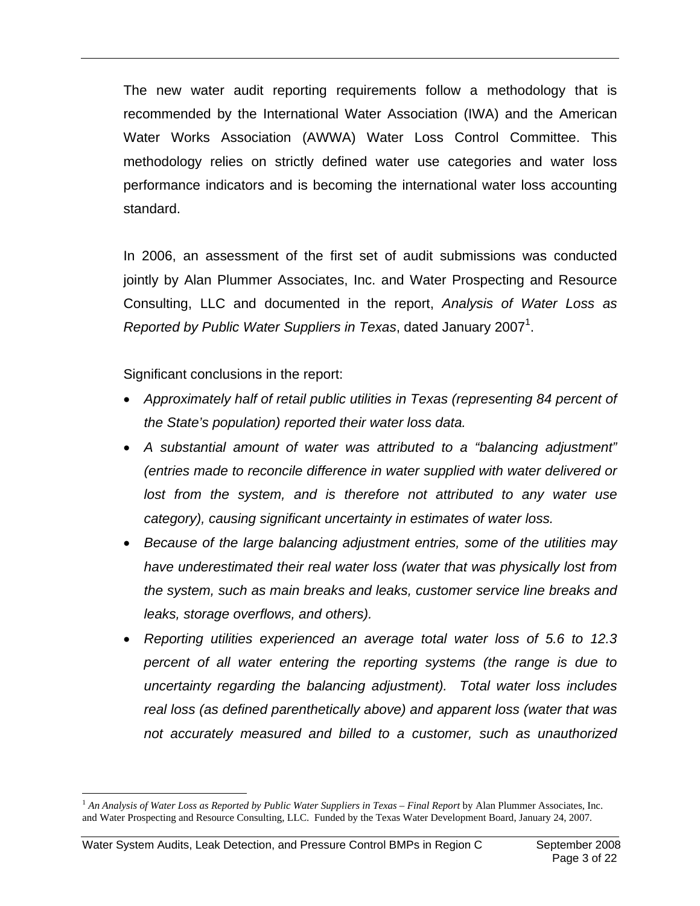The new water audit reporting requirements follow a methodology that is recommended by the International Water Association (IWA) and the American Water Works Association (AWWA) Water Loss Control Committee. This methodology relies on strictly defined water use categories and water loss performance indicators and is becoming the international water loss accounting standard.

In 2006, an assessment of the first set of audit submissions was conducted jointly by Alan Plummer Associates, Inc. and Water Prospecting and Resource Consulting, LLC and documented in the report, *Analysis of Water Loss as Reported by Public Water Suppliers in Texas*, dated January 2007[1].

Significant conclusions in the report:

- *Approximately half of retail public utilities in Texas (representing 84 percent of the State's population) reported their water loss data.*
- *A substantial amount of water was attributed to a "balancing adjustment" (entries made to reconcile difference in water supplied with water delivered or lost from the system, and is therefore not attributed to any water use category), causing significant uncertainty in estimates of water loss.*
- *Because of the large balancing adjustment entries, some of the utilities may have underestimated their real water loss (water that was physically lost from the system, such as main breaks and leaks, customer service line breaks and leaks, storage overflows, and others).*
- *Reporting utilities experienced an average total water loss of 5.6 to 12.3 percent of all water entering the reporting systems (the range is due to uncertainty regarding the balancing adjustment). Total water loss includes real loss (as defined parenthetically above) and apparent loss (water that was not accurately measured and billed to a customer, such as unauthorized*

[1] *An Analysis of Water Loss as Reported by Public Water Suppliers in Texas – Final Report* by Alan Plummer Associates, Inc. and Water Prospecting and Resource Consulting, LLC. Funded by the Texas Water Development Board, January 24, 2007.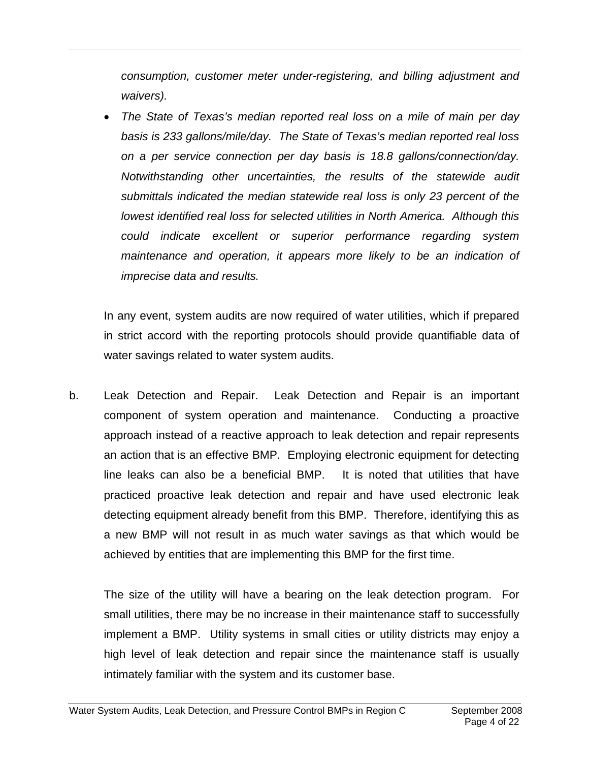*consumption, customer meter under-registering, and billing adjustment and waivers).*

- *The State of Texas's median reported real loss on a mile of main per day basis is 233 gallons/mile/day. The State of Texas's median reported real loss on a per service connection per day basis is 18.8 gallons/connection/day. Notwithstanding other uncertainties, the results of the statewide audit submittals indicated the median statewide real loss is only 23 percent of the lowest identified real loss for selected utilities in North America. Although this could indicate excellent or superior performance regarding system maintenance and operation, it appears more likely to be an indication of imprecise data and results.*

In any event, system audits are now required of water utilities, which if prepared in strict accord with the reporting protocols should provide quantifiable data of water savings related to water system audits.

b. Leak Detection and Repair. Leak Detection and Repair is an important component of system operation and maintenance. Conducting a proactive approach instead of a reactive approach to leak detection and repair represents an action that is an effective BMP. Employing electronic equipment for detecting line leaks can also be a beneficial BMP. It is noted that utilities that have practiced proactive leak detection and repair and have used electronic leak detecting equipment already benefit from this BMP. Therefore, identifying this as a new BMP will not result in as much water savings as that which would be achieved by entities that are implementing this BMP for the first time.

The size of the utility will have a bearing on the leak detection program. For small utilities, there may be no increase in their maintenance staff to successfully implement a BMP. Utility systems in small cities or utility districts may enjoy a high level of leak detection and repair since the maintenance staff is usually intimately familiar with the system and its customer base.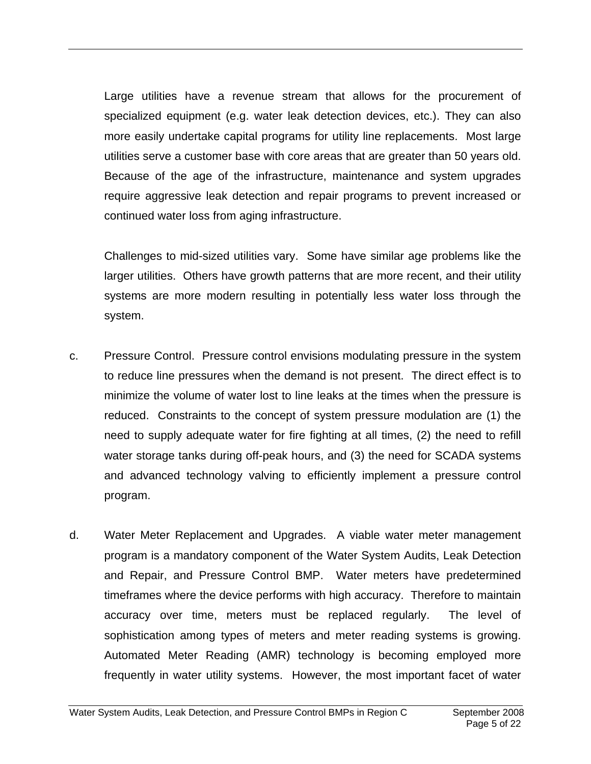Large utilities have a revenue stream that allows for the procurement of specialized equipment (e.g. water leak detection devices, etc.). They can also more easily undertake capital programs for utility line replacements. Most large utilities serve a customer base with core areas that are greater than 50 years old. Because of the age of the infrastructure, maintenance and system upgrades require aggressive leak detection and repair programs to prevent increased or continued water loss from aging infrastructure.

Challenges to mid-sized utilities vary. Some have similar age problems like the larger utilities. Others have growth patterns that are more recent, and their utility systems are more modern resulting in potentially less water loss through the system.

c. Pressure Control. Pressure control envisions modulating pressure in the system to reduce line pressures when the demand is not present. The direct effect is to minimize the volume of water lost to line leaks at the times when the pressure is reduced. Constraints to the concept of system pressure modulation are (1) the need to supply adequate water for fire fighting at all times, (2) the need to refill water storage tanks during off-peak hours, and (3) the need for SCADA systems and advanced technology valving to efficiently implement a pressure control program.

d. Water Meter Replacement and Upgrades. A viable water meter management program is a mandatory component of the Water System Audits, Leak Detection and Repair, and Pressure Control BMP. Water meters have predetermined timeframes where the device performs with high accuracy. Therefore to maintain accuracy over time, meters must be replaced regularly. The level of sophistication among types of meters and meter reading systems is growing. Automated Meter Reading (AMR) technology is becoming employed more frequently in water utility systems. However, the most important facet of water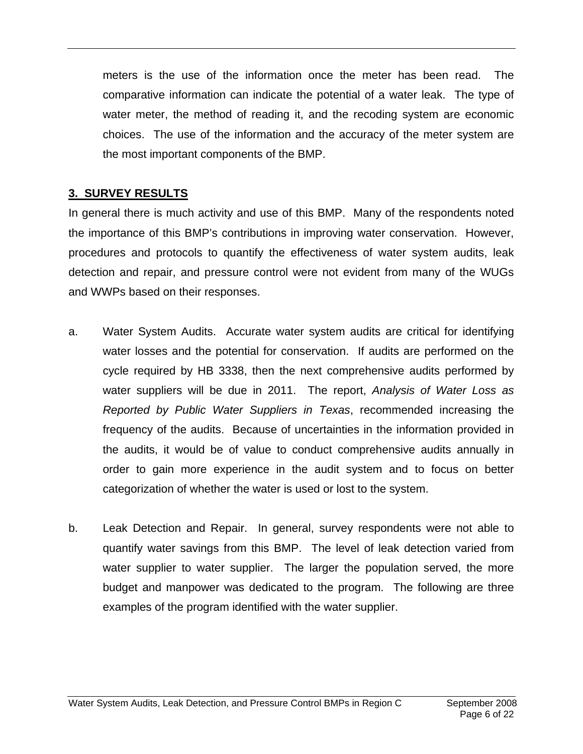meters is the use of the information once the meter has been read. The comparative information can indicate the potential of a water leak. The type of water meter, the method of reading it, and the recoding system are economic choices. The use of the information and the accuracy of the meter system are the most important components of the BMP.

## 3. SURVEY RESULTS

In general there is much activity and use of this BMP. Many of the respondents noted the importance of this BMP's contributions in improving water conservation. However, procedures and protocols to quantify the effectiveness of water system audits, leak detection and repair, and pressure control were not evident from many of the WUGs and WWPs based on their responses.

a. Water System Audits. Accurate water system audits are critical for identifying water losses and the potential for conservation. If audits are performed on the cycle required by HB 3338, then the next comprehensive audits performed by water suppliers will be due in 2011. The report, *Analysis of Water Loss as Reported by Public Water Suppliers in Texas*, recommended increasing the frequency of the audits. Because of uncertainties in the information provided in the audits, it would be of value to conduct comprehensive audits annually in order to gain more experience in the audit system and to focus on better categorization of whether the water is used or lost to the system.

b. Leak Detection and Repair. In general, survey respondents were not able to quantify water savings from this BMP. The level of leak detection varied from water supplier to water supplier. The larger the population served, the more budget and manpower was dedicated to the program. The following are three examples of the program identified with the water supplier.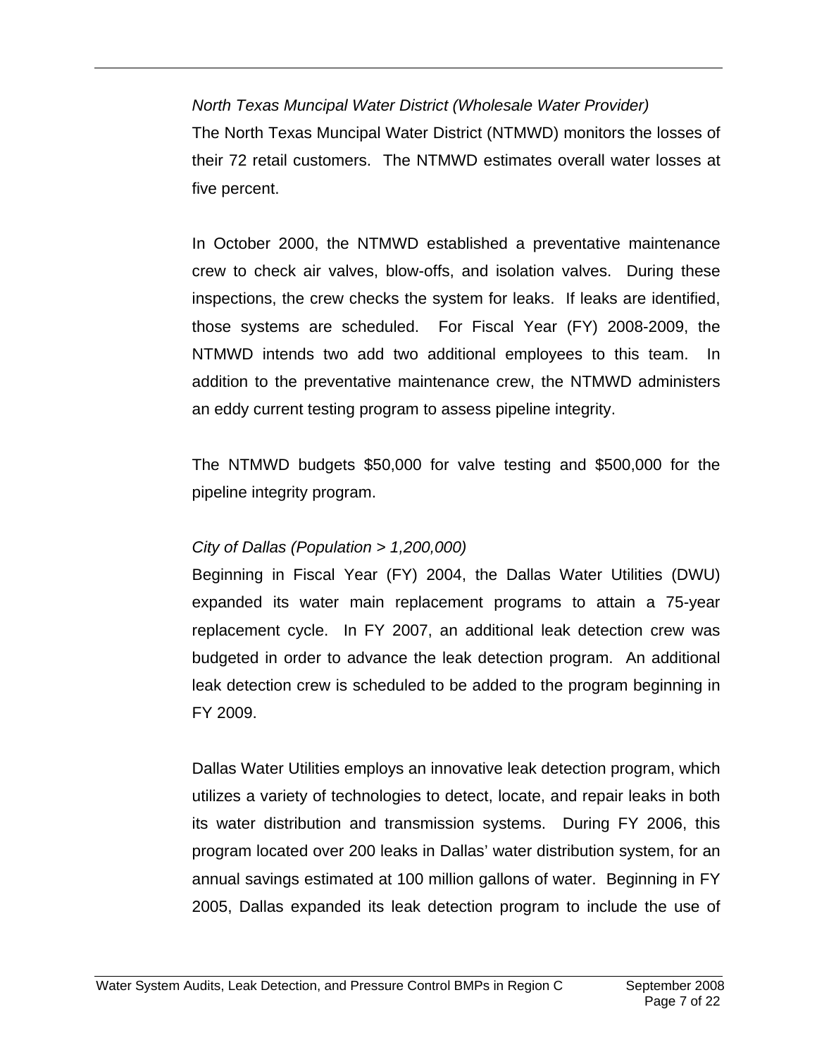*North Texas Muncipal Water District (Wholesale Water Provider)*

The North Texas Muncipal Water District (NTMWD) monitors the losses of their 72 retail customers. The NTMWD estimates overall water losses at five percent.

In October 2000, the NTMWD established a preventative maintenance crew to check air valves, blow-offs, and isolation valves. During these inspections, the crew checks the system for leaks. If leaks are identified, those systems are scheduled. For Fiscal Year (FY) 2008-2009, the NTMWD intends two add two additional employees to this team. In addition to the preventative maintenance crew, the NTMWD administers an eddy current testing program to assess pipeline integrity.

The NTMWD budgets $50,000 for valve testing and $500,000 for the pipeline integrity program.

*City of Dallas (Population > 1,200,000)*

Beginning in Fiscal Year (FY) 2004, the Dallas Water Utilities (DWU) expanded its water main replacement programs to attain a 75-year replacement cycle. In FY 2007, an additional leak detection crew was budgeted in order to advance the leak detection program. An additional leak detection crew is scheduled to be added to the program beginning in FY 2009.

Dallas Water Utilities employs an innovative leak detection program, which utilizes a variety of technologies to detect, locate, and repair leaks in both its water distribution and transmission systems. During FY 2006, this program located over 200 leaks in Dallas' water distribution system, for an annual savings estimated at 100 million gallons of water. Beginning in FY 2005, Dallas expanded its leak detection program to include the use of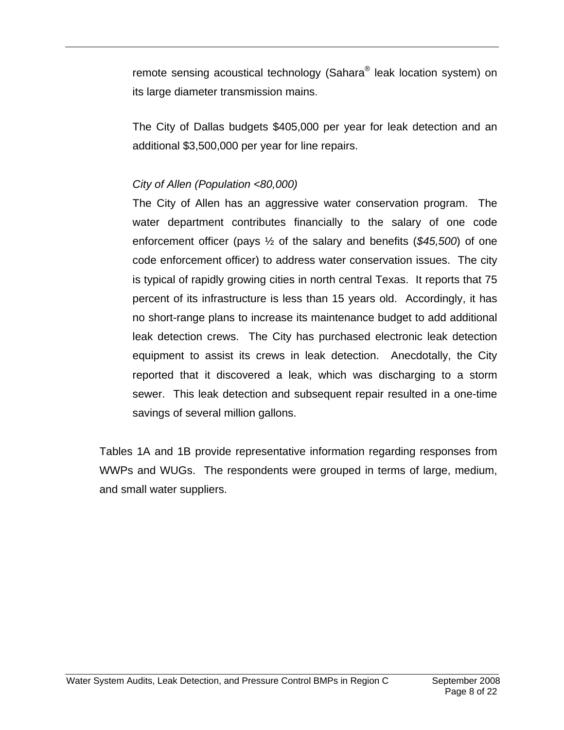remote sensing acoustical technology (Sahara® leak location system) on its large diameter transmission mains.

The City of Dallas budgets $405,000 per year for leak detection and an additional $3,500,000 per year for line repairs.

*City of Allen (Population <80,000)*

The City of Allen has an aggressive water conservation program. The water department contributes financially to the salary of one code enforcement officer (pays ½ of the salary and benefits (*$45,500*) of one code enforcement officer) to address water conservation issues. The city is typical of rapidly growing cities in north central Texas. It reports that 75 percent of its infrastructure is less than 15 years old. Accordingly, it has no short-range plans to increase its maintenance budget to add additional leak detection crews. The City has purchased electronic leak detection equipment to assist its crews in leak detection. Anecdotally, the City reported that it discovered a leak, which was discharging to a storm sewer. This leak detection and subsequent repair resulted in a one-time savings of several million gallons.

Tables 1A and 1B provide representative information regarding responses from WWPs and WUGs. The respondents were grouped in terms of large, medium, and small water suppliers.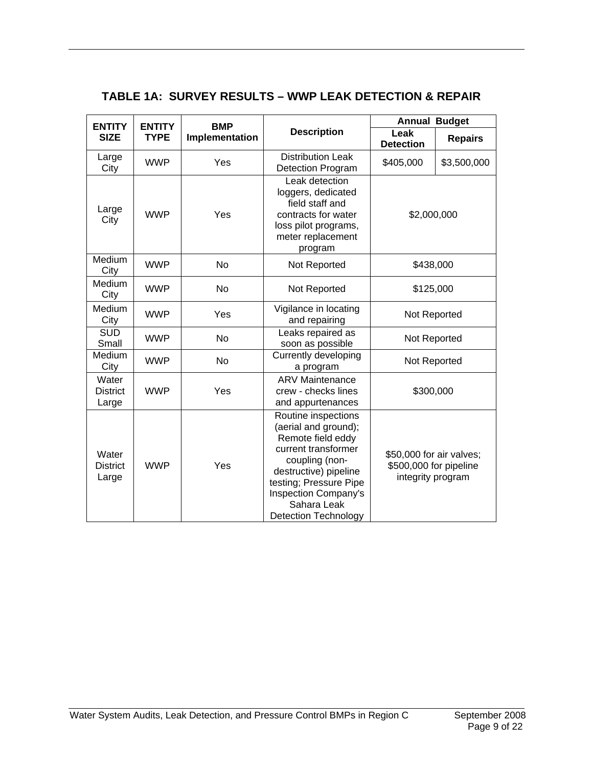## TABLE 1A: SURVEY RESULTS – WWP LEAK DETECTION & REPAIR

| ENTITY SIZE | ENTITY TYPE | BMP Implementation | Description | Annual Budget | |
|---|---|---|---|---|---|
| | | | | Leak Detection | Repairs |
| Large City | WWP | Yes | Distribution Leak Detection Program | $405,000 | $3,500,000 |
| Large City | WWP | Yes | Leak detection loggers, dedicated field staff and contracts for water loss pilot programs, meter replacement program | $2,000,000 | |
| Medium City | WWP | No | Not Reported | $438,000 | |
| Medium City | WWP | No | Not Reported | $125,000 | |
| Medium City | WWP | Yes | Vigilance in locating and repairing | Not Reported | |
| SUD Small | WWP | No | Leaks repaired as soon as possible | Not Reported | |
| Medium City | WWP | No | Currently developing a program | Not Reported | |
| Water District Large | WWP | Yes | ARV Maintenance crew - checks lines and appurtenances | $300,000 | |
| Water District Large | WWP | Yes | Routine inspections (aerial and ground); Remote field eddy current transformer coupling (non-destructive) pipeline testing; Pressure Pipe Inspection Company's Sahara Leak Detection Technology | $50,000 for air valves; $500,000 for pipeline integrity program | |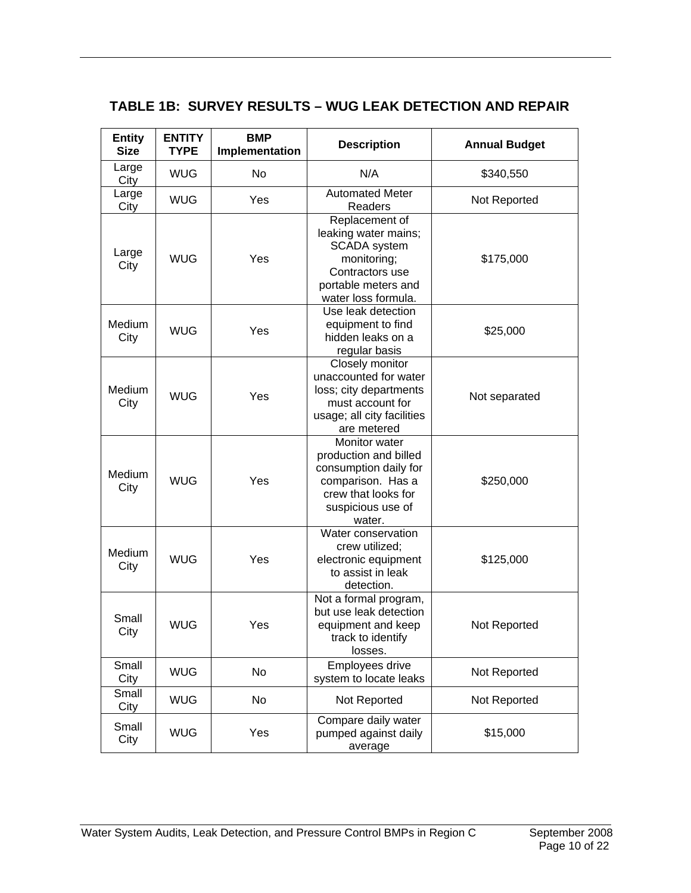## TABLE 1B: SURVEY RESULTS – WUG LEAK DETECTION AND REPAIR

| Entity Size | ENTITY TYPE | BMP Implementation | Description | Annual Budget |
|---|---|---|---|---|
| Large City | WUG | No | N/A | $340,550 |
| Large City | WUG | Yes | Automated Meter Readers | Not Reported |
| Large City | WUG | Yes | Replacement of leaking water mains; SCADA system monitoring; Contractors use portable meters and water loss formula. | $175,000 |
| Medium City | WUG | Yes | Use leak detection equipment to find hidden leaks on a regular basis | $25,000 |
| Medium City | WUG | Yes | Closely monitor unaccounted for water loss; city departments must account for usage; all city facilities are metered | Not separated |
| Medium City | WUG | Yes | Monitor water production and billed consumption daily for comparison. Has a crew that looks for suspicious use of water. | $250,000 |
| Medium City | WUG | Yes | Water conservation crew utilized; electronic equipment to assist in leak detection. | $125,000 |
| Small City | WUG | Yes | Not a formal program, but use leak detection equipment and keep track to identify losses. | Not Reported |
| Small City | WUG | No | Employees drive system to locate leaks | Not Reported |
| Small City | WUG | No | Not Reported | Not Reported |
| Small City | WUG | Yes | Compare daily water pumped against daily average | $15,000 |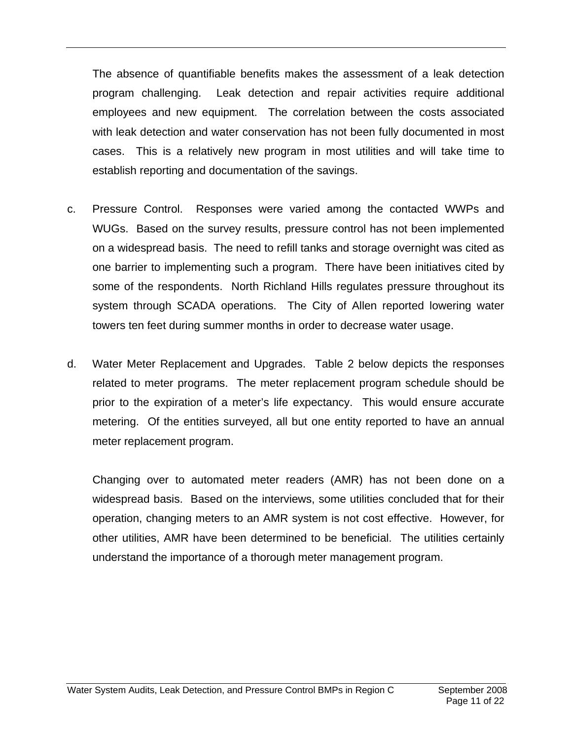The absence of quantifiable benefits makes the assessment of a leak detection program challenging. Leak detection and repair activities require additional employees and new equipment. The correlation between the costs associated with leak detection and water conservation has not been fully documented in most cases. This is a relatively new program in most utilities and will take time to establish reporting and documentation of the savings.

c. Pressure Control. Responses were varied among the contacted WWPs and WUGs. Based on the survey results, pressure control has not been implemented on a widespread basis. The need to refill tanks and storage overnight was cited as one barrier to implementing such a program. There have been initiatives cited by some of the respondents. North Richland Hills regulates pressure throughout its system through SCADA operations. The City of Allen reported lowering water towers ten feet during summer months in order to decrease water usage.

d. Water Meter Replacement and Upgrades. Table 2 below depicts the responses related to meter programs. The meter replacement program schedule should be prior to the expiration of a meter's life expectancy. This would ensure accurate metering. Of the entities surveyed, all but one entity reported to have an annual meter replacement program.

   Changing over to automated meter readers (AMR) has not been done on a widespread basis. Based on the interviews, some utilities concluded that for their operation, changing meters to an AMR system is not cost effective. However, for other utilities, AMR have been determined to be beneficial. The utilities certainly understand the importance of a thorough meter management program.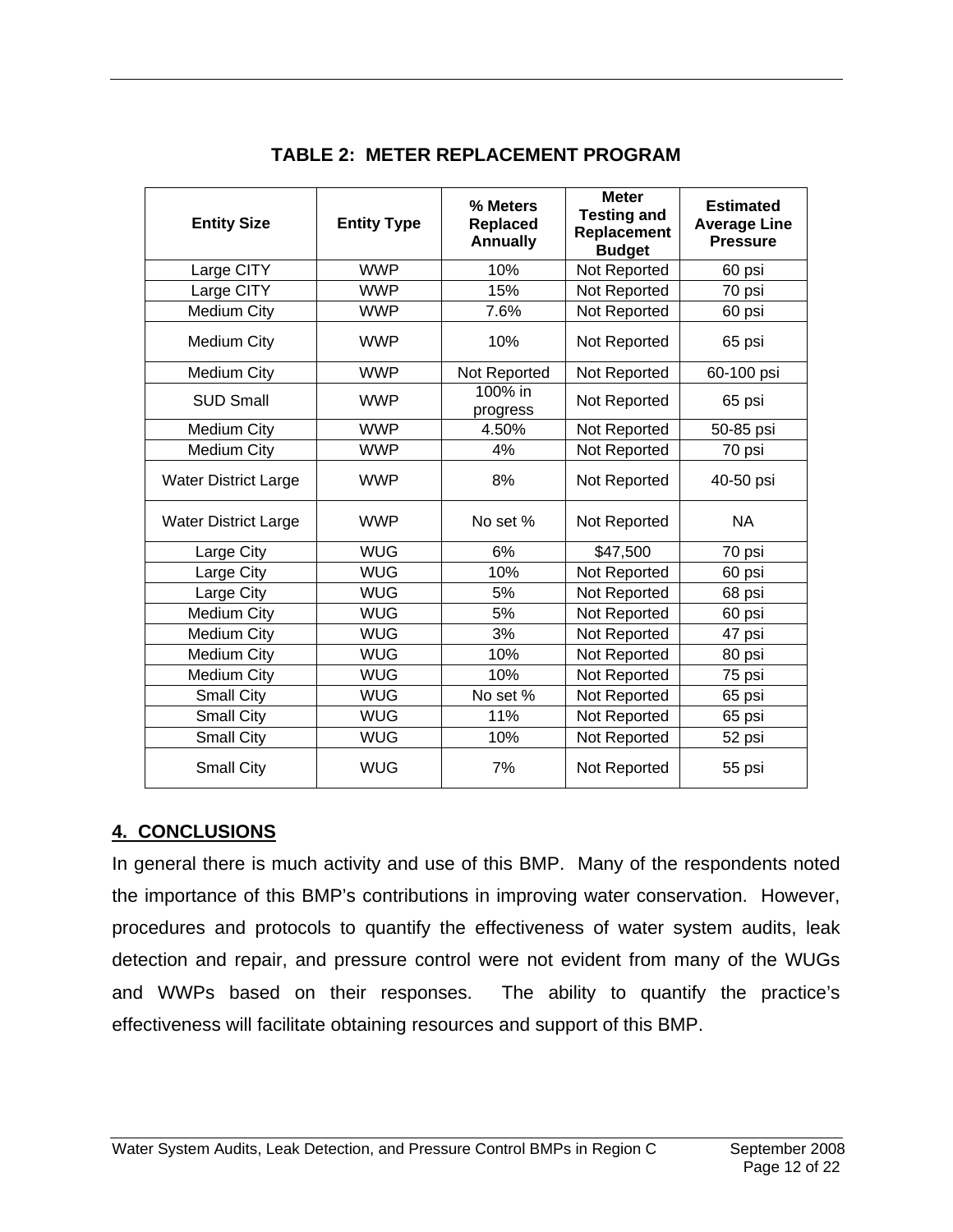**TABLE 2: METER REPLACEMENT PROGRAM**

| Entity Size | Entity Type | % Meters Replaced Annually | Meter Testing and Replacement Budget | Estimated Average Line Pressure |
|---|---|---|---|---|
| Large CITY | WWP | 10% | Not Reported | 60 psi |
| Large CITY | WWP | 15% | Not Reported | 70 psi |
| Medium City | WWP | 7.6% | Not Reported | 60 psi |
| Medium City | WWP | 10% | Not Reported | 65 psi |
| Medium City | WWP | Not Reported | Not Reported | 60-100 psi |
| SUD Small | WWP | 100% in progress | Not Reported | 65 psi |
| Medium City | WWP | 4.50% | Not Reported | 50-85 psi |
| Medium City | WWP | 4% | Not Reported | 70 psi |
| Water District Large | WWP | 8% | Not Reported | 40-50 psi |
| Water District Large | WWP | No set % | Not Reported | NA |
| Large City | WUG | 6% | $47,500 | 70 psi |
| Large City | WUG | 10% | Not Reported | 60 psi |
| Large City | WUG | 5% | Not Reported | 68 psi |
| Medium City | WUG | 5% | Not Reported | 60 psi |
| Medium City | WUG | 3% | Not Reported | 47 psi |
| Medium City | WUG | 10% | Not Reported | 80 psi |
| Medium City | WUG | 10% | Not Reported | 75 psi |
| Small City | WUG | No set % | Not Reported | 65 psi |
| Small City | WUG | 11% | Not Reported | 65 psi |
| Small City | WUG | 10% | Not Reported | 52 psi |
| Small City | WUG | 7% | Not Reported | 55 psi |

## 4. CONCLUSIONS

In general there is much activity and use of this BMP. Many of the respondents noted the importance of this BMP's contributions in improving water conservation. However, procedures and protocols to quantify the effectiveness of water system audits, leak detection and repair, and pressure control were not evident from many of the WUGs and WWPs based on their responses. The ability to quantify the practice's effectiveness will facilitate obtaining resources and support of this BMP.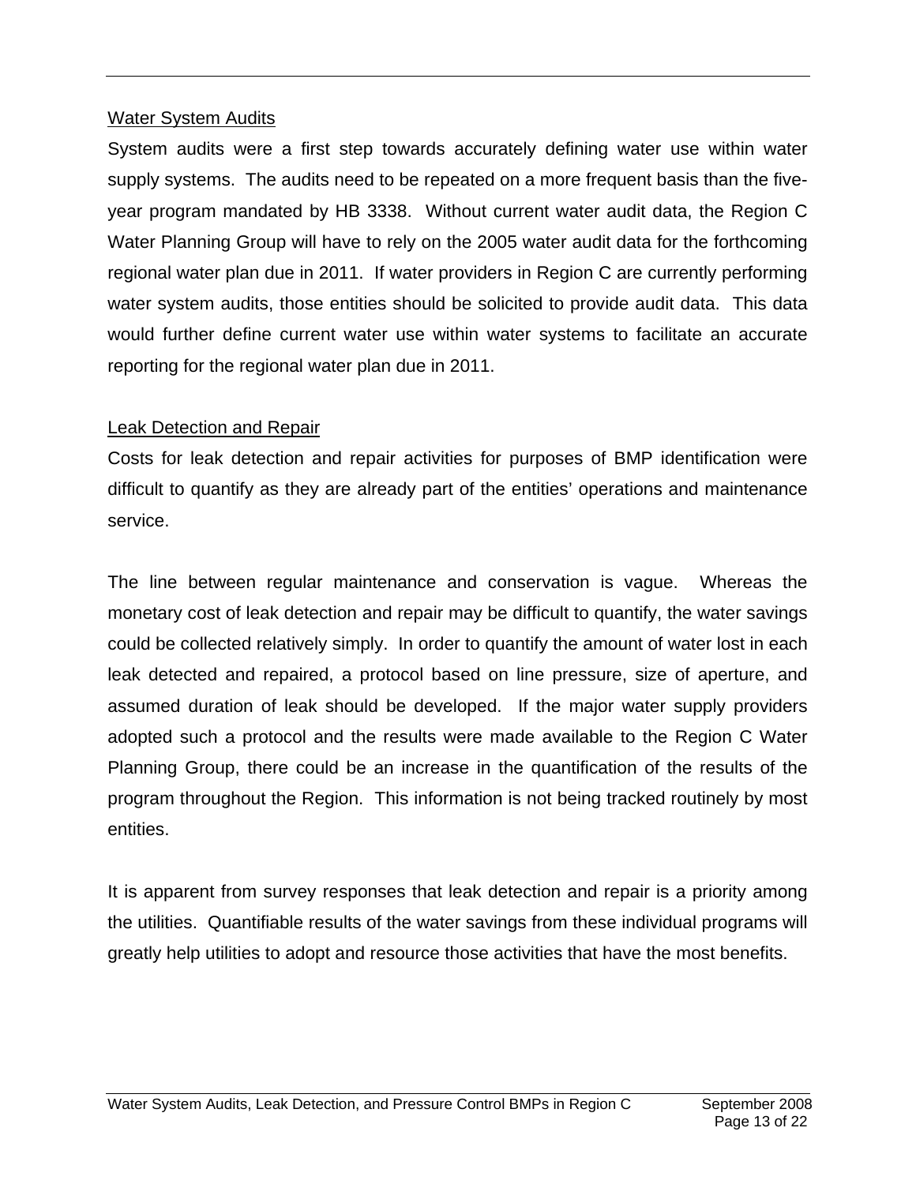## Water System Audits

System audits were a first step towards accurately defining water use within water supply systems. The audits need to be repeated on a more frequent basis than the five-year program mandated by HB 3338. Without current water audit data, the Region C Water Planning Group will have to rely on the 2005 water audit data for the forthcoming regional water plan due in 2011. If water providers in Region C are currently performing water system audits, those entities should be solicited to provide audit data. This data would further define current water use within water systems to facilitate an accurate reporting for the regional water plan due in 2011.

## Leak Detection and Repair

Costs for leak detection and repair activities for purposes of BMP identification were difficult to quantify as they are already part of the entities' operations and maintenance service.

The line between regular maintenance and conservation is vague. Whereas the monetary cost of leak detection and repair may be difficult to quantify, the water savings could be collected relatively simply. In order to quantify the amount of water lost in each leak detected and repaired, a protocol based on line pressure, size of aperture, and assumed duration of leak should be developed. If the major water supply providers adopted such a protocol and the results were made available to the Region C Water Planning Group, there could be an increase in the quantification of the results of the program throughout the Region. This information is not being tracked routinely by most entities.

It is apparent from survey responses that leak detection and repair is a priority among the utilities. Quantifiable results of the water savings from these individual programs will greatly help utilities to adopt and resource those activities that have the most benefits.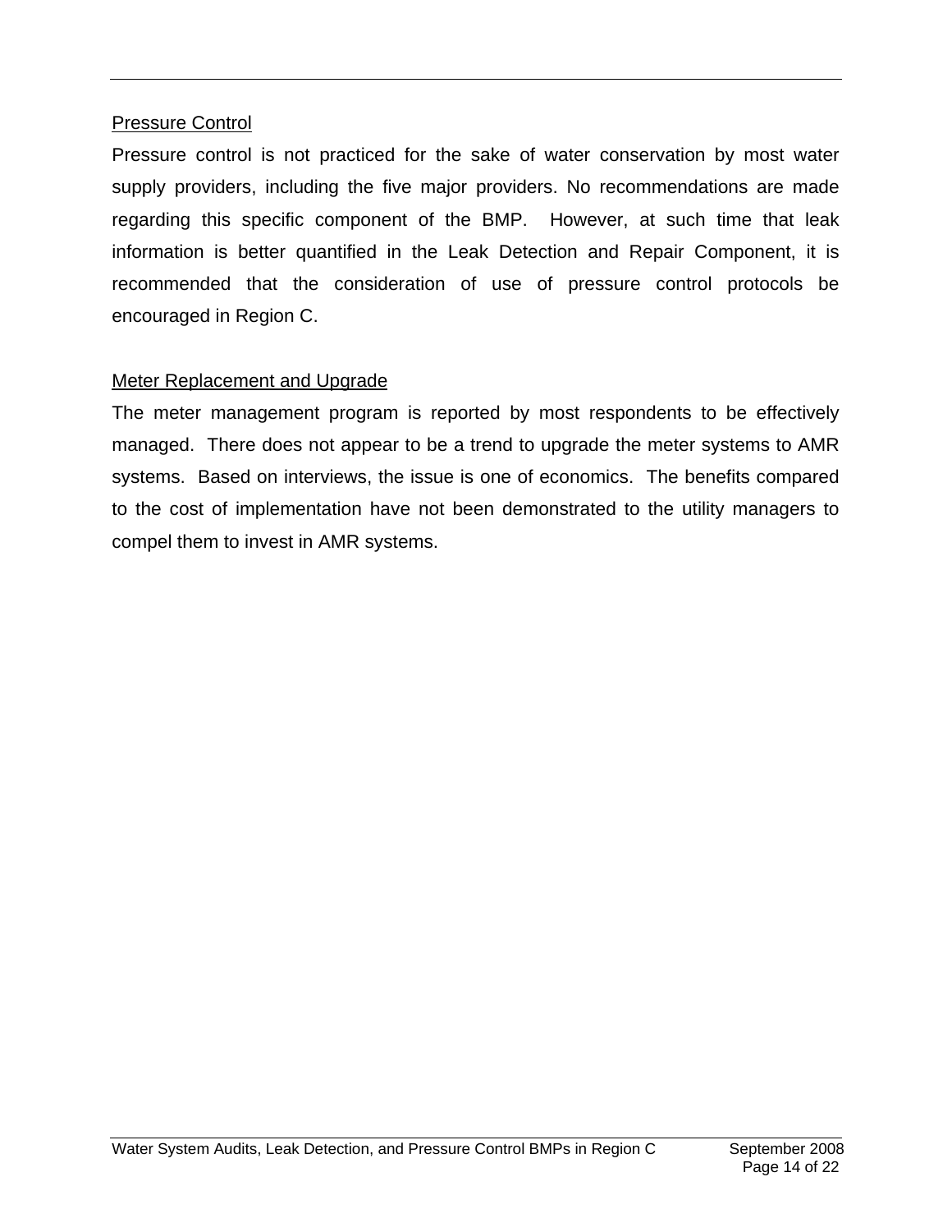### Pressure Control

Pressure control is not practiced for the sake of water conservation by most water supply providers, including the five major providers. No recommendations are made regarding this specific component of the BMP.  However, at such time that leak information is better quantified in the Leak Detection and Repair Component, it is recommended that the consideration of use of pressure control protocols be encouraged in Region C.

### Meter Replacement and Upgrade

The meter management program is reported by most respondents to be effectively managed.  There does not appear to be a trend to upgrade the meter systems to AMR systems.  Based on interviews, the issue is one of economics.  The benefits compared to the cost of implementation have not been demonstrated to the utility managers to compel them to invest in AMR systems.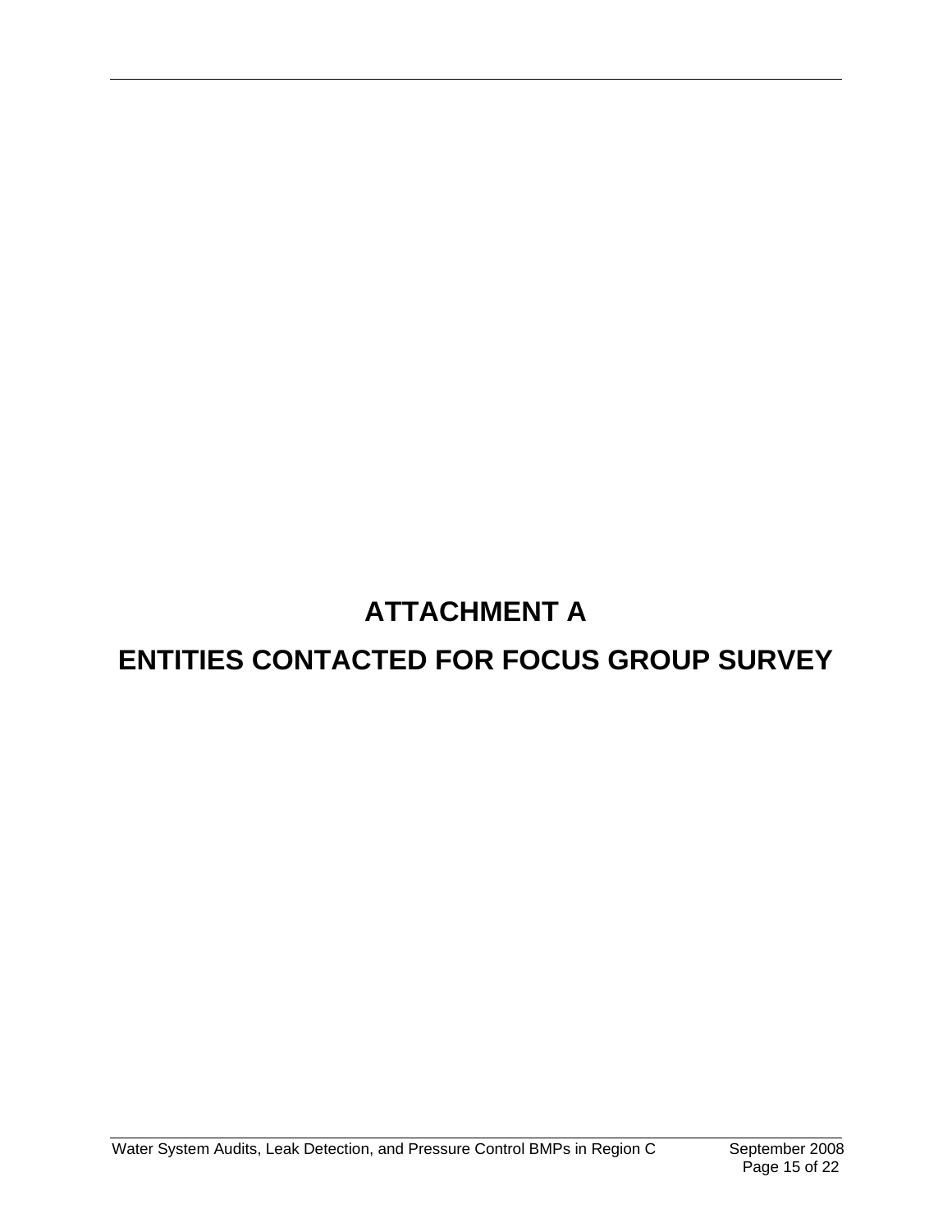# ATTACHMENT A

# ENTITIES CONTACTED FOR FOCUS GROUP SURVEY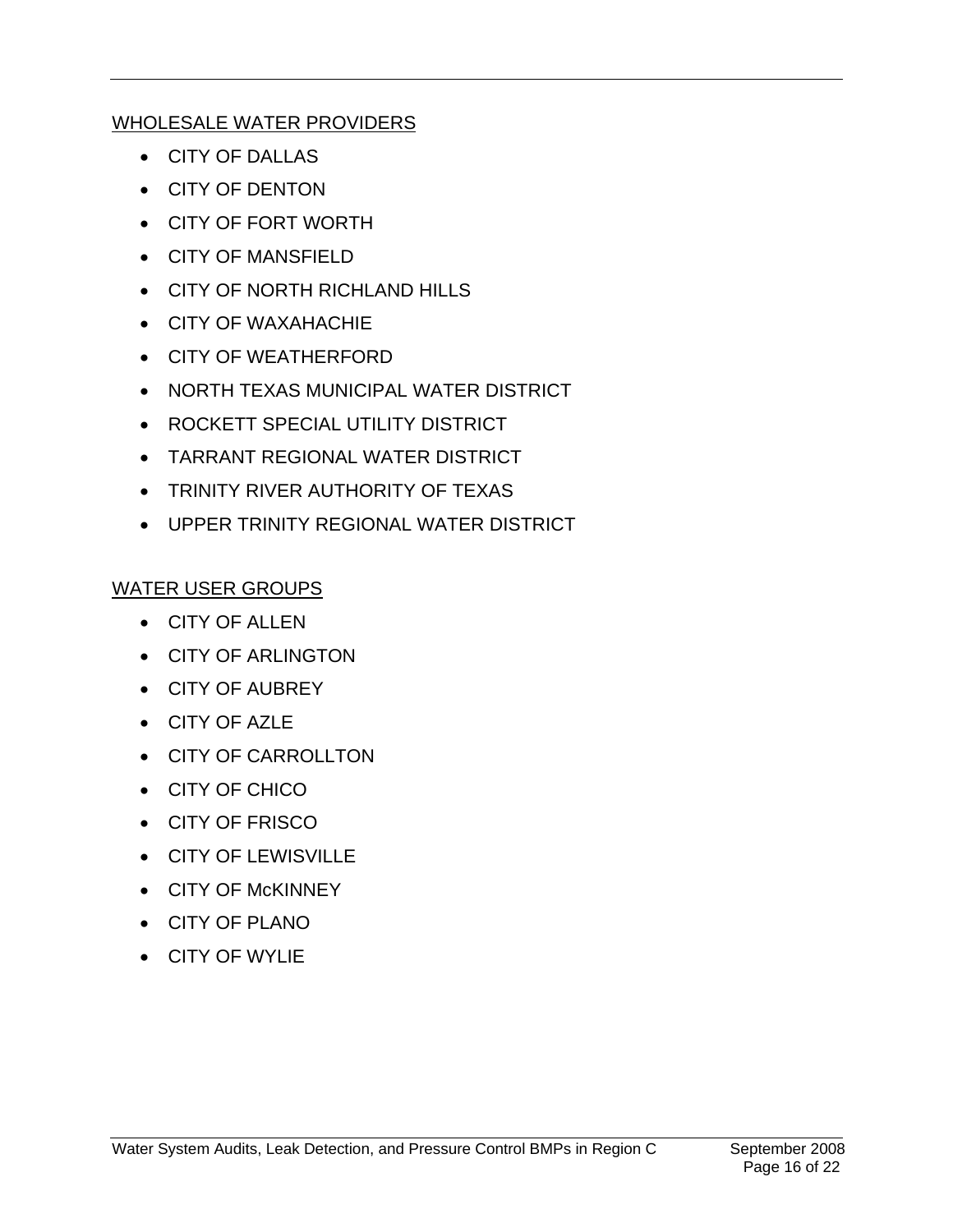WHOLESALE WATER PROVIDERS

- CITY OF DALLAS
- CITY OF DENTON
- CITY OF FORT WORTH
- CITY OF MANSFIELD
- CITY OF NORTH RICHLAND HILLS
- CITY OF WAXAHACHIE
- CITY OF WEATHERFORD
- NORTH TEXAS MUNICIPAL WATER DISTRICT
- ROCKETT SPECIAL UTILITY DISTRICT
- TARRANT REGIONAL WATER DISTRICT
- TRINITY RIVER AUTHORITY OF TEXAS
- UPPER TRINITY REGIONAL WATER DISTRICT

WATER USER GROUPS

- CITY OF ALLEN
- CITY OF ARLINGTON
- CITY OF AUBREY
- CITY OF AZLE
- CITY OF CARROLLTON
- CITY OF CHICO
- CITY OF FRISCO
- CITY OF LEWISVILLE
- CITY OF McKINNEY
- CITY OF PLANO
- CITY OF WYLIE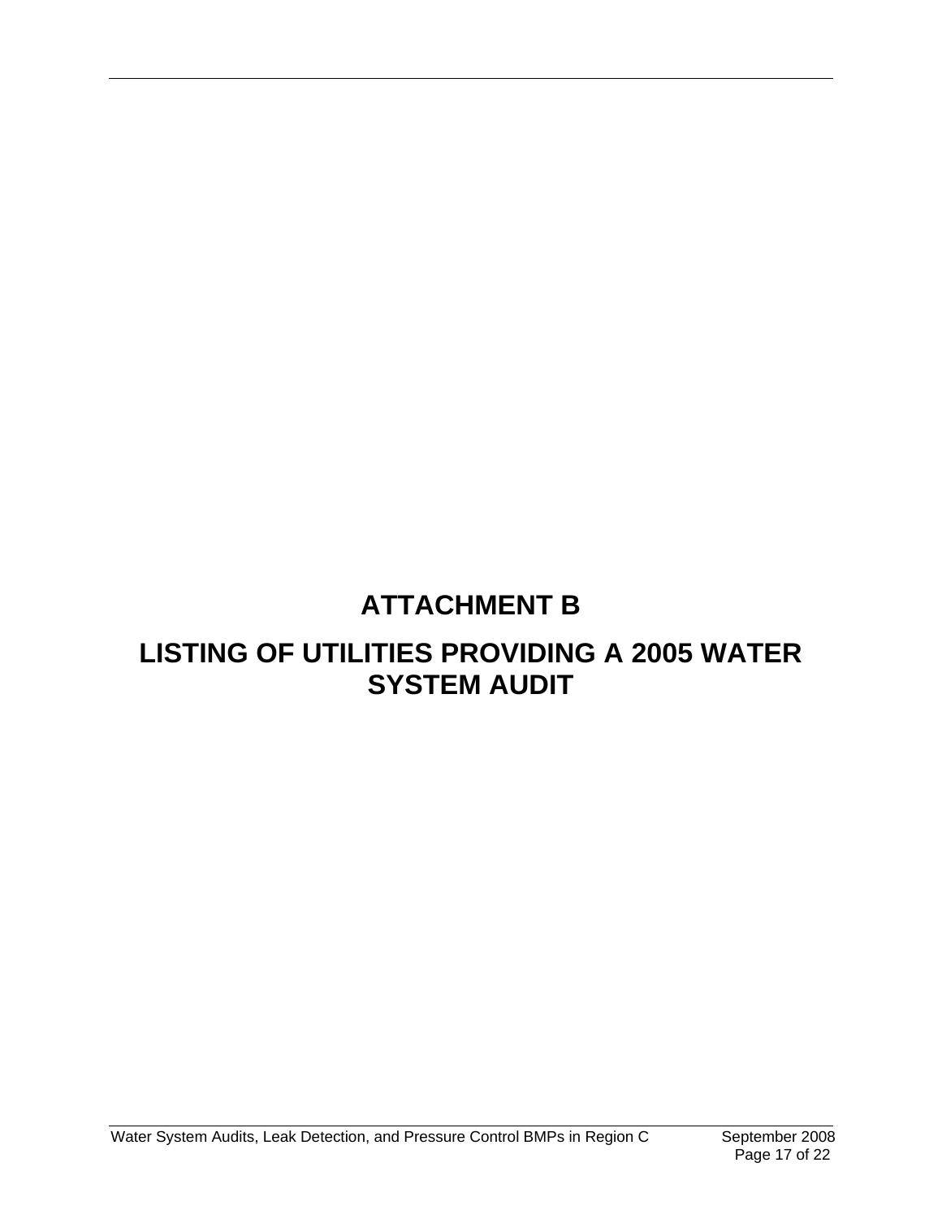# ATTACHMENT B

# LISTING OF UTILITIES PROVIDING A 2005 WATER SYSTEM AUDIT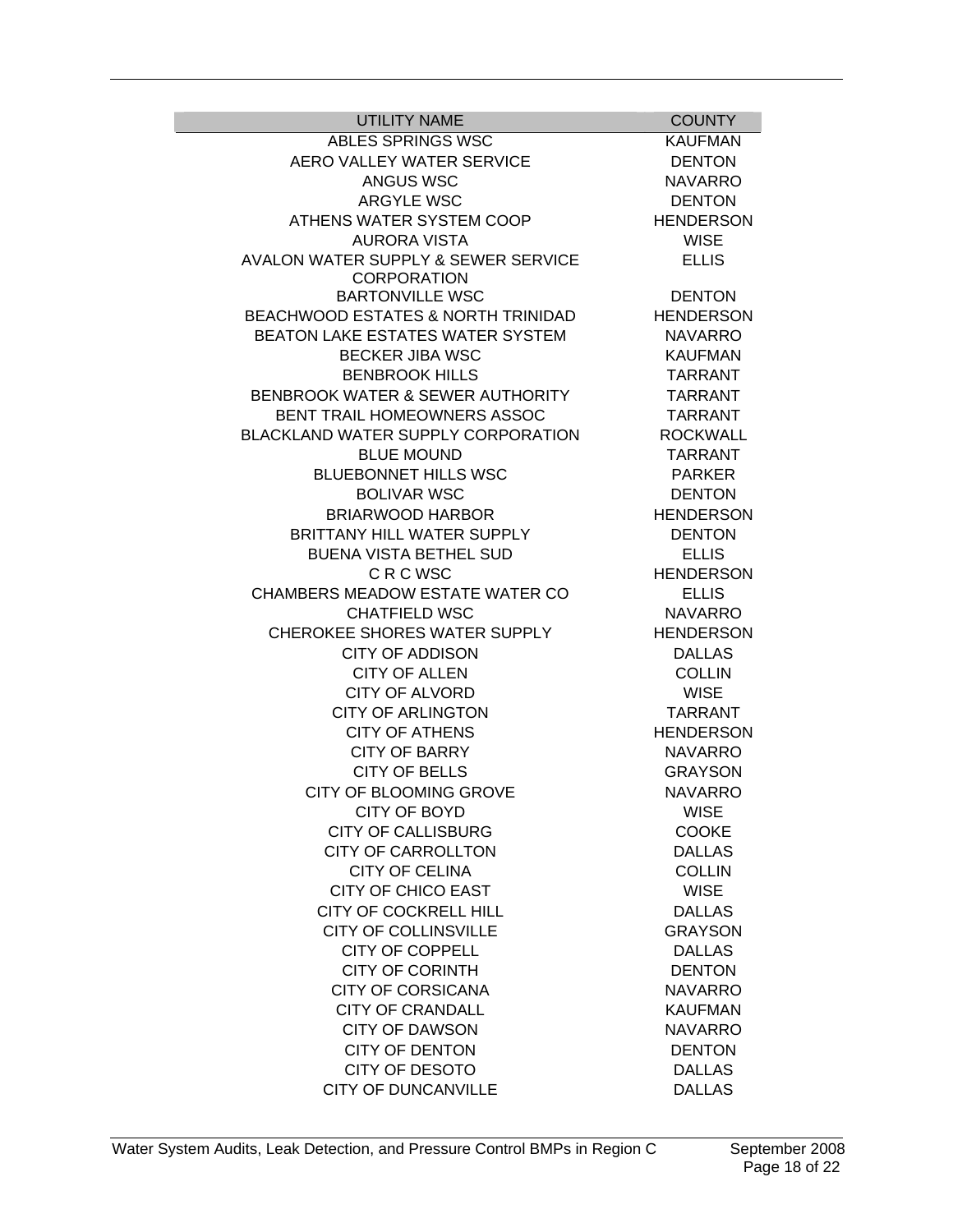| UTILITY NAME | COUNTY |
|---|---|
| ABLES SPRINGS WSC | KAUFMAN |
| AERO VALLEY WATER SERVICE | DENTON |
| ANGUS WSC | NAVARRO |
| ARGYLE WSC | DENTON |
| ATHENS WATER SYSTEM COOP | HENDERSON |
| AURORA VISTA | WISE |
| AVALON WATER SUPPLY & SEWER SERVICE CORPORATION | ELLIS |
| BARTONVILLE WSC | DENTON |
| BEACHWOOD ESTATES & NORTH TRINIDAD | HENDERSON |
| BEATON LAKE ESTATES WATER SYSTEM | NAVARRO |
| BECKER JIBA WSC | KAUFMAN |
| BENBROOK HILLS | TARRANT |
| BENBROOK WATER & SEWER AUTHORITY | TARRANT |
| BENT TRAIL HOMEOWNERS ASSOC | TARRANT |
| BLACKLAND WATER SUPPLY CORPORATION | ROCKWALL |
| BLUE MOUND | TARRANT |
| BLUEBONNET HILLS WSC | PARKER |
| BOLIVAR WSC | DENTON |
| BRIARWOOD HARBOR | HENDERSON |
| BRITTANY HILL WATER SUPPLY | DENTON |
| BUENA VISTA BETHEL SUD | ELLIS |
| C R C WSC | HENDERSON |
| CHAMBERS MEADOW ESTATE WATER CO | ELLIS |
| CHATFIELD WSC | NAVARRO |
| CHEROKEE SHORES WATER SUPPLY | HENDERSON |
| CITY OF ADDISON | DALLAS |
| CITY OF ALLEN | COLLIN |
| CITY OF ALVORD | WISE |
| CITY OF ARLINGTON | TARRANT |
| CITY OF ATHENS | HENDERSON |
| CITY OF BARRY | NAVARRO |
| CITY OF BELLS | GRAYSON |
| CITY OF BLOOMING GROVE | NAVARRO |
| CITY OF BOYD | WISE |
| CITY OF CALLISBURG | COOKE |
| CITY OF CARROLLTON | DALLAS |
| CITY OF CELINA | COLLIN |
| CITY OF CHICO EAST | WISE |
| CITY OF COCKRELL HILL | DALLAS |
| CITY OF COLLINSVILLE | GRAYSON |
| CITY OF COPPELL | DALLAS |
| CITY OF CORINTH | DENTON |
| CITY OF CORSICANA | NAVARRO |
| CITY OF CRANDALL | KAUFMAN |
| CITY OF DAWSON | NAVARRO |
| CITY OF DENTON | DENTON |
| CITY OF DESOTO | DALLAS |
| CITY OF DUNCANVILLE | DALLAS |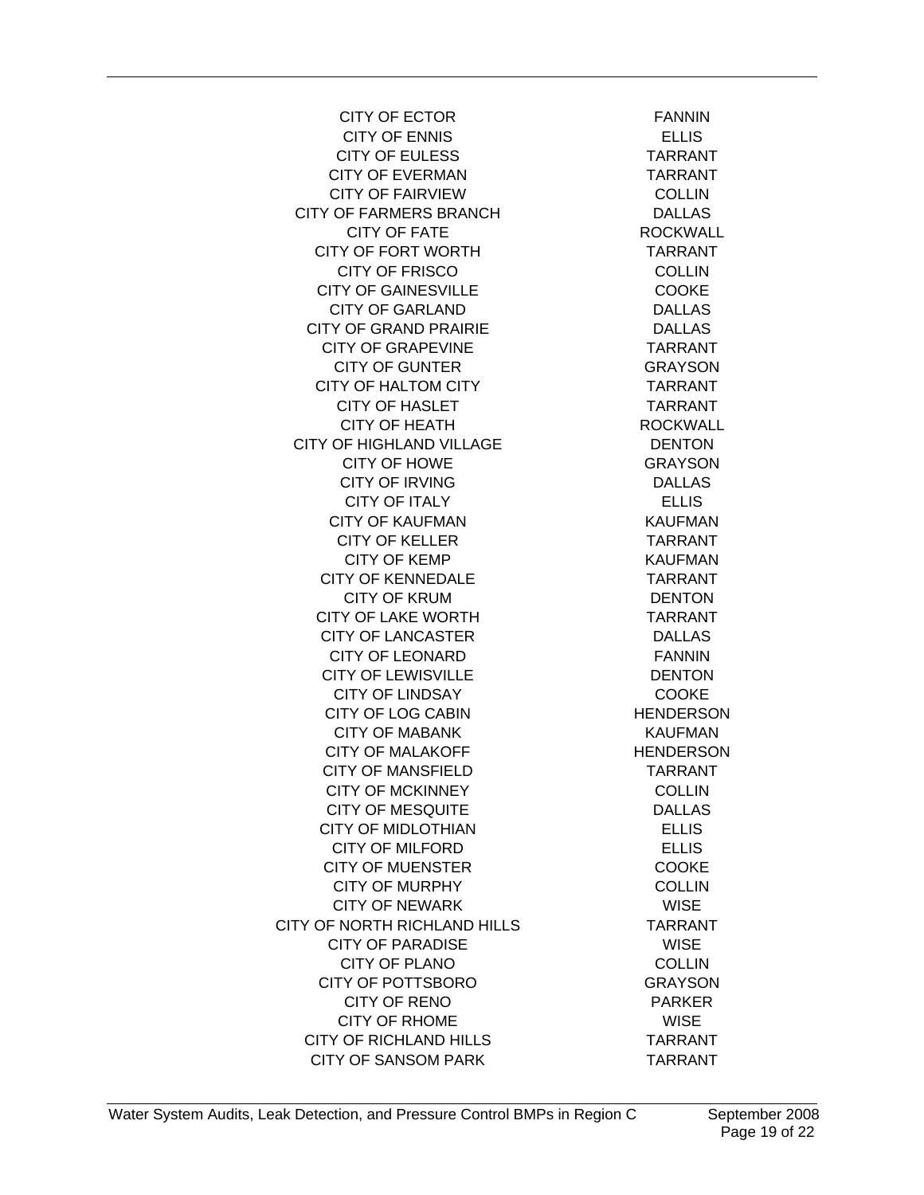| | |
|---|---|
| CITY OF ECTOR | FANNIN |
| CITY OF ENNIS | ELLIS |
| CITY OF EULESS | TARRANT |
| CITY OF EVERMAN | TARRANT |
| CITY OF FAIRVIEW | COLLIN |
| CITY OF FARMERS BRANCH | DALLAS |
| CITY OF FATE | ROCKWALL |
| CITY OF FORT WORTH | TARRANT |
| CITY OF FRISCO | COLLIN |
| CITY OF GAINESVILLE | COOKE |
| CITY OF GARLAND | DALLAS |
| CITY OF GRAND PRAIRIE | DALLAS |
| CITY OF GRAPEVINE | TARRANT |
| CITY OF GUNTER | GRAYSON |
| CITY OF HALTOM CITY | TARRANT |
| CITY OF HASLET | TARRANT |
| CITY OF HEATH | ROCKWALL |
| CITY OF HIGHLAND VILLAGE | DENTON |
| CITY OF HOWE | GRAYSON |
| CITY OF IRVING | DALLAS |
| CITY OF ITALY | ELLIS |
| CITY OF KAUFMAN | KAUFMAN |
| CITY OF KELLER | TARRANT |
| CITY OF KEMP | KAUFMAN |
| CITY OF KENNEDALE | TARRANT |
| CITY OF KRUM | DENTON |
| CITY OF LAKE WORTH | TARRANT |
| CITY OF LANCASTER | DALLAS |
| CITY OF LEONARD | FANNIN |
| CITY OF LEWISVILLE | DENTON |
| CITY OF LINDSAY | COOKE |
| CITY OF LOG CABIN | HENDERSON |
| CITY OF MABANK | KAUFMAN |
| CITY OF MALAKOFF | HENDERSON |
| CITY OF MANSFIELD | TARRANT |
| CITY OF MCKINNEY | COLLIN |
| CITY OF MESQUITE | DALLAS |
| CITY OF MIDLOTHIAN | ELLIS |
| CITY OF MILFORD | ELLIS |
| CITY OF MUENSTER | COOKE |
| CITY OF MURPHY | COLLIN |
| CITY OF NEWARK | WISE |
| CITY OF NORTH RICHLAND HILLS | TARRANT |
| CITY OF PARADISE | WISE |
| CITY OF PLANO | COLLIN |
| CITY OF POTTSBORO | GRAYSON |
| CITY OF RENO | PARKER |
| CITY OF RHOME | WISE |
| CITY OF RICHLAND HILLS | TARRANT |
| CITY OF SANSOM PARK | TARRANT |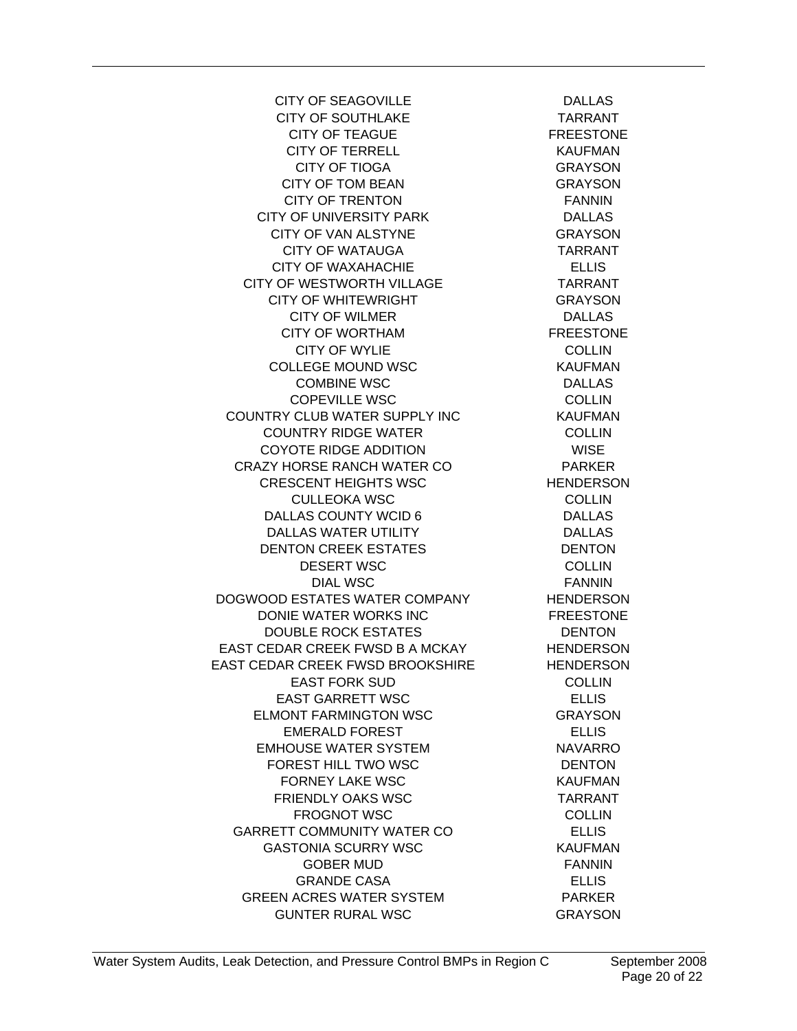| | |
|---|---|
| CITY OF SEAGOVILLE | DALLAS |
| CITY OF SOUTHLAKE | TARRANT |
| CITY OF TEAGUE | FREESTONE |
| CITY OF TERRELL | KAUFMAN |
| CITY OF TIOGA | GRAYSON |
| CITY OF TOM BEAN | GRAYSON |
| CITY OF TRENTON | FANNIN |
| CITY OF UNIVERSITY PARK | DALLAS |
| CITY OF VAN ALSTYNE | GRAYSON |
| CITY OF WATAUGA | TARRANT |
| CITY OF WAXAHACHIE | ELLIS |
| CITY OF WESTWORTH VILLAGE | TARRANT |
| CITY OF WHITEWRIGHT | GRAYSON |
| CITY OF WILMER | DALLAS |
| CITY OF WORTHAM | FREESTONE |
| CITY OF WYLIE | COLLIN |
| COLLEGE MOUND WSC | KAUFMAN |
| COMBINE WSC | DALLAS |
| COPEVILLE WSC | COLLIN |
| COUNTRY CLUB WATER SUPPLY INC | KAUFMAN |
| COUNTRY RIDGE WATER | COLLIN |
| COYOTE RIDGE ADDITION | WISE |
| CRAZY HORSE RANCH WATER CO | PARKER |
| CRESCENT HEIGHTS WSC | HENDERSON |
| CULLEOKA WSC | COLLIN |
| DALLAS COUNTY WCID 6 | DALLAS |
| DALLAS WATER UTILITY | DALLAS |
| DENTON CREEK ESTATES | DENTON |
| DESERT WSC | COLLIN |
| DIAL WSC | FANNIN |
| DOGWOOD ESTATES WATER COMPANY | HENDERSON |
| DONIE WATER WORKS INC | FREESTONE |
| DOUBLE ROCK ESTATES | DENTON |
| EAST CEDAR CREEK FWSD B A MCKAY | HENDERSON |
| EAST CEDAR CREEK FWSD BROOKSHIRE | HENDERSON |
| EAST FORK SUD | COLLIN |
| EAST GARRETT WSC | ELLIS |
| ELMONT FARMINGTON WSC | GRAYSON |
| EMERALD FOREST | ELLIS |
| EMHOUSE WATER SYSTEM | NAVARRO |
| FOREST HILL TWO WSC | DENTON |
| FORNEY LAKE WSC | KAUFMAN |
| FRIENDLY OAKS WSC | TARRANT |
| FROGNOT WSC | COLLIN |
| GARRETT COMMUNITY WATER CO | ELLIS |
| GASTONIA SCURRY WSC | KAUFMAN |
| GOBER MUD | FANNIN |
| GRANDE CASA | ELLIS |
| GREEN ACRES WATER SYSTEM | PARKER |
| GUNTER RURAL WSC | GRAYSON |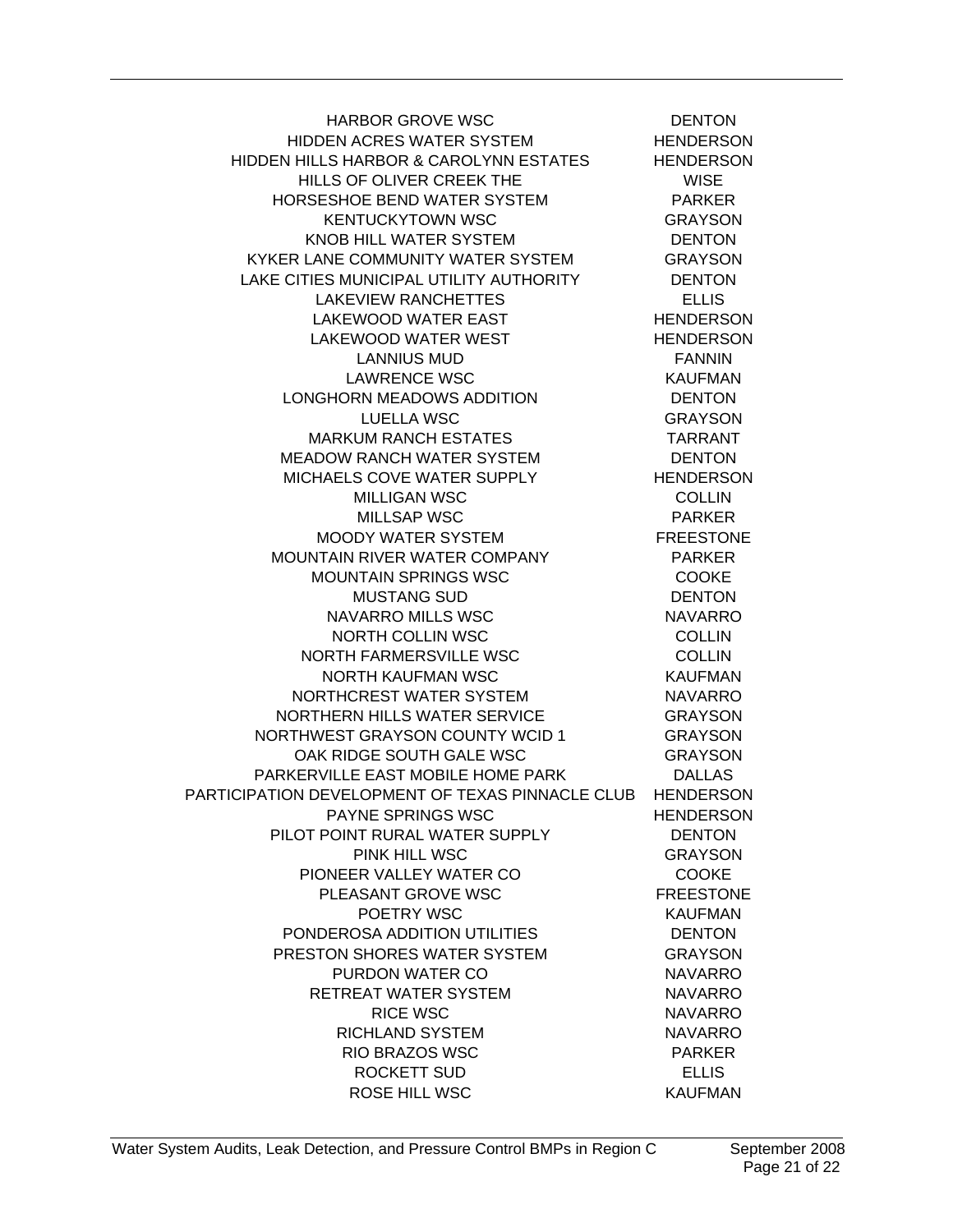| | |
|---|---|
| HARBOR GROVE WSC | DENTON |
| HIDDEN ACRES WATER SYSTEM | HENDERSON |
| HIDDEN HILLS HARBOR & CAROLYNN ESTATES | HENDERSON |
| HILLS OF OLIVER CREEK THE | WISE |
| HORSESHOE BEND WATER SYSTEM | PARKER |
| KENTUCKYTOWN WSC | GRAYSON |
| KNOB HILL WATER SYSTEM | DENTON |
| KYKER LANE COMMUNITY WATER SYSTEM | GRAYSON |
| LAKE CITIES MUNICIPAL UTILITY AUTHORITY | DENTON |
| LAKEVIEW RANCHETTES | ELLIS |
| LAKEWOOD WATER EAST | HENDERSON |
| LAKEWOOD WATER WEST | HENDERSON |
| LANNIUS MUD | FANNIN |
| LAWRENCE WSC | KAUFMAN |
| LONGHORN MEADOWS ADDITION | DENTON |
| LUELLA WSC | GRAYSON |
| MARKUM RANCH ESTATES | TARRANT |
| MEADOW RANCH WATER SYSTEM | DENTON |
| MICHAELS COVE WATER SUPPLY | HENDERSON |
| MILLIGAN WSC | COLLIN |
| MILLSAP WSC | PARKER |
| MOODY WATER SYSTEM | FREESTONE |
| MOUNTAIN RIVER WATER COMPANY | PARKER |
| MOUNTAIN SPRINGS WSC | COOKE |
| MUSTANG SUD | DENTON |
| NAVARRO MILLS WSC | NAVARRO |
| NORTH COLLIN WSC | COLLIN |
| NORTH FARMERSVILLE WSC | COLLIN |
| NORTH KAUFMAN WSC | KAUFMAN |
| NORTHCREST WATER SYSTEM | NAVARRO |
| NORTHERN HILLS WATER SERVICE | GRAYSON |
| NORTHWEST GRAYSON COUNTY WCID 1 | GRAYSON |
| OAK RIDGE SOUTH GALE WSC | GRAYSON |
| PARKERVILLE EAST MOBILE HOME PARK | DALLAS |
| PARTICIPATION DEVELOPMENT OF TEXAS PINNACLE CLUB | HENDERSON |
| PAYNE SPRINGS WSC | HENDERSON |
| PILOT POINT RURAL WATER SUPPLY | DENTON |
| PINK HILL WSC | GRAYSON |
| PIONEER VALLEY WATER CO | COOKE |
| PLEASANT GROVE WSC | FREESTONE |
| POETRY WSC | KAUFMAN |
| PONDEROSA ADDITION UTILITIES | DENTON |
| PRESTON SHORES WATER SYSTEM | GRAYSON |
| PURDON WATER CO | NAVARRO |
| RETREAT WATER SYSTEM | NAVARRO |
| RICE WSC | NAVARRO |
| RICHLAND SYSTEM | NAVARRO |
| RIO BRAZOS WSC | PARKER |
| ROCKETT SUD | ELLIS |
| ROSE HILL WSC | KAUFMAN |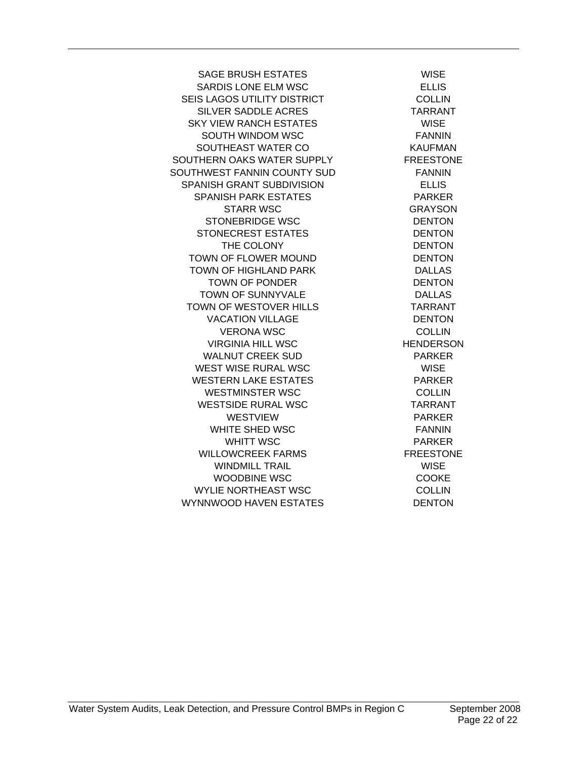| | |
|---|---|
| SAGE BRUSH ESTATES | WISE |
| SARDIS LONE ELM WSC | ELLIS |
| SEIS LAGOS UTILITY DISTRICT | COLLIN |
| SILVER SADDLE ACRES | TARRANT |
| SKY VIEW RANCH ESTATES | WISE |
| SOUTH WINDOM WSC | FANNIN |
| SOUTHEAST WATER CO | KAUFMAN |
| SOUTHERN OAKS WATER SUPPLY | FREESTONE |
| SOUTHWEST FANNIN COUNTY SUD | FANNIN |
| SPANISH GRANT SUBDIVISION | ELLIS |
| SPANISH PARK ESTATES | PARKER |
| STARR WSC | GRAYSON |
| STONEBRIDGE WSC | DENTON |
| STONECREST ESTATES | DENTON |
| THE COLONY | DENTON |
| TOWN OF FLOWER MOUND | DENTON |
| TOWN OF HIGHLAND PARK | DALLAS |
| TOWN OF PONDER | DENTON |
| TOWN OF SUNNYVALE | DALLAS |
| TOWN OF WESTOVER HILLS | TARRANT |
| VACATION VILLAGE | DENTON |
| VERONA WSC | COLLIN |
| VIRGINIA HILL WSC | HENDERSON |
| WALNUT CREEK SUD | PARKER |
| WEST WISE RURAL WSC | WISE |
| WESTERN LAKE ESTATES | PARKER |
| WESTMINSTER WSC | COLLIN |
| WESTSIDE RURAL WSC | TARRANT |
| WESTVIEW | PARKER |
| WHITE SHED WSC | FANNIN |
| WHITT WSC | PARKER |
| WILLOWCREEK FARMS | FREESTONE |
| WINDMILL TRAIL | WISE |
| WOODBINE WSC | COOKE |
| WYLIE NORTHEAST WSC | COLLIN |
| WYNNWOOD HAVEN ESTATES | DENTON |